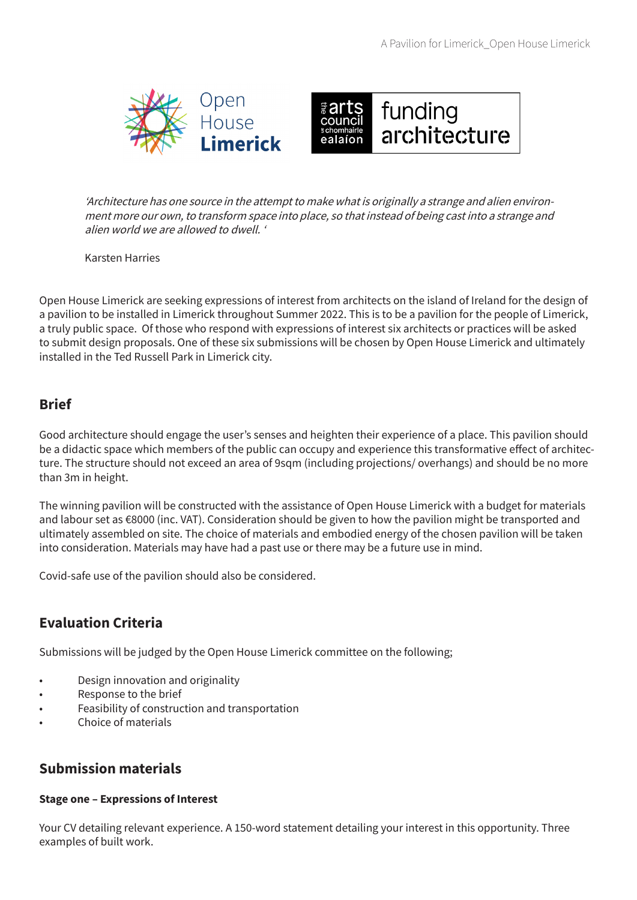*'Architecture has one source in the attempt to make what is originally a strange and alien environment more our own, to transform space into place, so that instead of being cast into a strange and alien world we are allowed to dwell. '*

Karsten Harries

Open House Limerick are seeking expressions of interest from architects on the island of Ireland for the design of a pavilion to be installed in Limerick throughout Summer 2022. This is to be a pavilion for the people of Limerick, a truly public space. Of those who respond with expressions of interest six architects or practices will be asked to submit design proposals. One of these six submissions will be chosen by Open House Limerick and ultimately installed in the Ted Russell Park in Limerick city.

## Brief

Good architecture should engage the user's senses and heighten their experience of a place. This pavilion should be a didactic space which members of the public can occupy and experience this transformative effect of architecture. The structure should not exceed an area of 9sqm (including projections/ overhangs) and should be no more than 3m in height.

The winning pavilion will be constructed with the assistance of Open House Limerick with a budget for materials and labour set as €8000 (inc. VAT). Consideration should be given to how the pavilion might be transported and ultimately assembled on site. The choice of materials and embodied energy of the chosen pavilion will be taken into consideration. Materials may have had a past use or there may be a future use in mind.

Covid-safe use of the pavilion should also be considered.

## Evaluation Criteria

Submissions will be judged by the Open House Limerick committee on the following;

- Design innovation and originality
- Response to the brief
- Feasibility of construction and transportation
- Choice of materials

## Submission materials

### Stage one – Expressions of Interest

Your CV detailing relevant experience. A 150-word statement detailing your interest in this opportunity. Three examples of built work.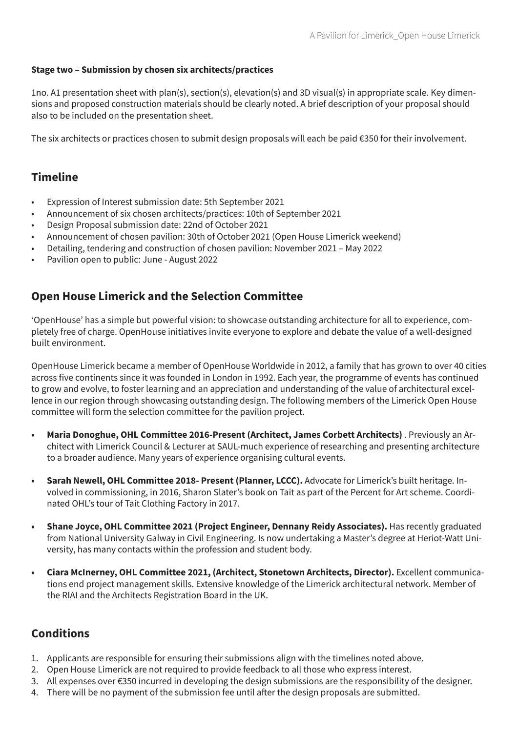**Stage two – Submission by chosen six architects/practices**

1no. A1 presentation sheet with plan(s), section(s), elevation(s) and 3D visual(s) in appropriate scale. Key dimensions and proposed construction materials should be clearly noted. A brief description of your proposal should also to be included on the presentation sheet.

The six architects or practices chosen to submit design proposals will each be paid €350 for their involvement.

## Timeline

- Expression of Interest submission date: 5th September 2021
- Announcement of six chosen architects/practices: 10th of September 2021
- Design Proposal submission date: 22nd of October 2021
- Announcement of chosen pavilion: 30th of October 2021 (Open House Limerick weekend)
- Detailing, tendering and construction of chosen pavilion: November 2021 – May 2022
- Pavilion open to public: June - August 2022

## Open House Limerick and the Selection Committee

'OpenHouse' has a simple but powerful vision: to showcase outstanding architecture for all to experience, completely free of charge. OpenHouse initiatives invite everyone to explore and debate the value of a well-designed built environment.

OpenHouse Limerick became a member of OpenHouse Worldwide in 2012, a family that has grown to over 40 cities across five continents since it was founded in London in 1992. Each year, the programme of events has continued to grow and evolve, to foster learning and an appreciation and understanding of the value of architectural excellence in our region through showcasing outstanding design. The following members of the Limerick Open House committee will form the selection committee for the pavilion project.

- **Maria Donoghue, OHL Committee 2016-Present (Architect, James Corbett Architects)** . Previously an Architect with Limerick Council & Lecturer at SAUL-much experience of researching and presenting architecture to a broader audience. Many years of experience organising cultural events.

- **Sarah Newell, OHL Committee 2018- Present (Planner, LCCC).** Advocate for Limerick's built heritage. Involved in commissioning, in 2016, Sharon Slater's book on Tait as part of the Percent for Art scheme. Coordinated OHL's tour of Tait Clothing Factory in 2017.

- **Shane Joyce, OHL Committee 2021 (Project Engineer, Dennany Reidy Associates).** Has recently graduated from National University Galway in Civil Engineering. Is now undertaking a Master's degree at Heriot-Watt University, has many contacts within the profession and student body.

- **Ciara McInerney, OHL Committee 2021, (Architect, Stonetown Architects, Director).** Excellent communications end project management skills. Extensive knowledge of the Limerick architectural network. Member of the RIAI and the Architects Registration Board in the UK.

## Conditions

1. Applicants are responsible for ensuring their submissions align with the timelines noted above.
2. Open House Limerick are not required to provide feedback to all those who express interest.
3. All expenses over €350 incurred in developing the design submissions are the responsibility of the designer.
4. There will be no payment of the submission fee until after the design proposals are submitted.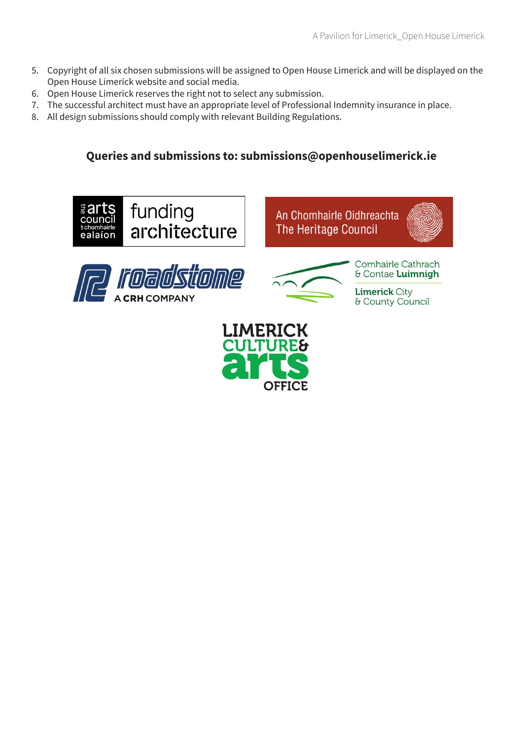5. Copyright of all six chosen submissions will be assigned to Open House Limerick and will be displayed on the Open House Limerick website and social media.
6. Open House Limerick reserves the right not to select any submission.
7. The successful architect must have an appropriate level of Professional Indemnity insurance in place.
8. All design submissions should comply with relevant Building Regulations.

**Queries and submissions to: submissions@openhouselimerick.ie**